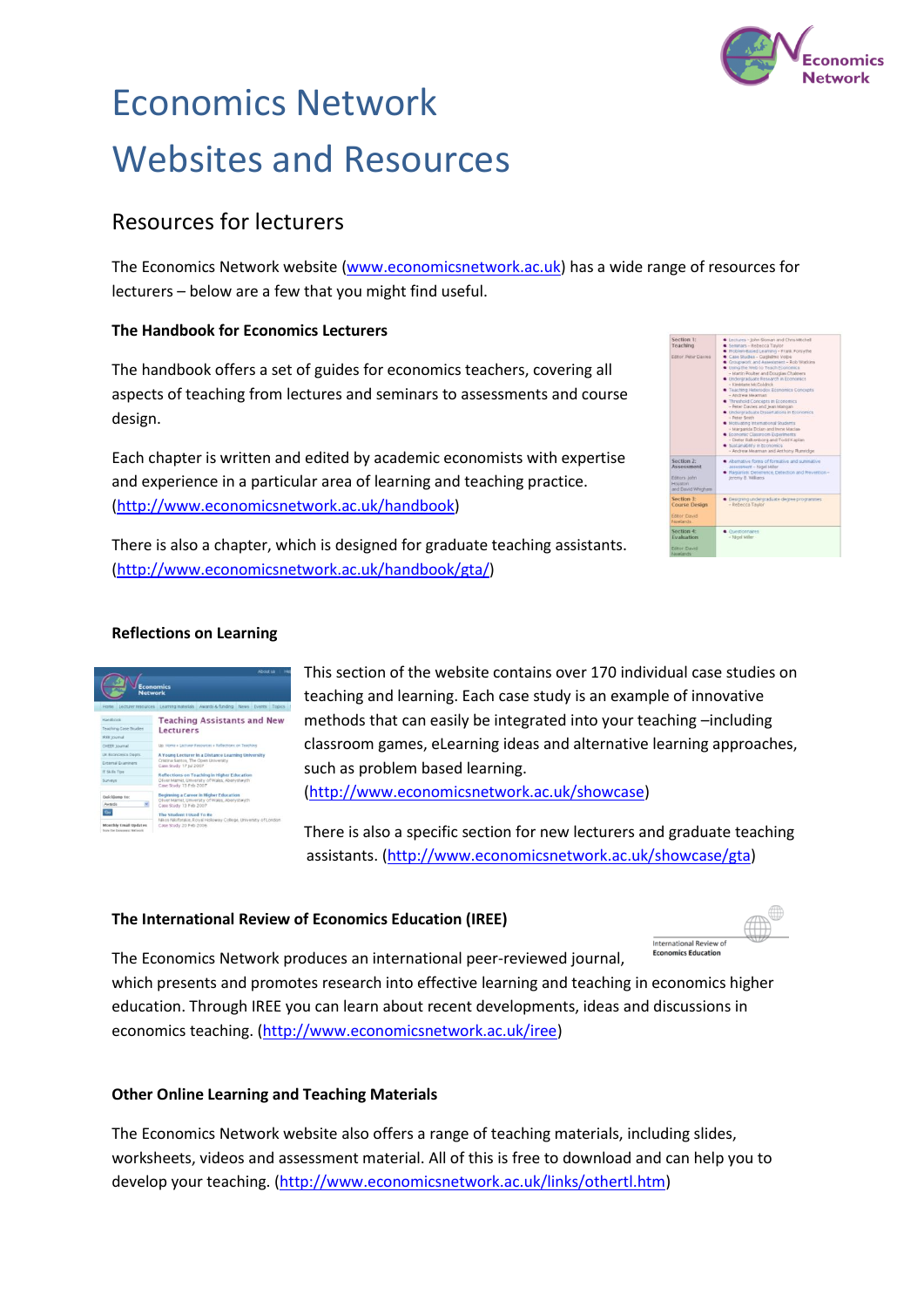# Economics Network

# Websites and Resources

## Resources for lecturers

The Economics Network website (www.economicsnetwork.ac.uk) has a wide range of resources for lecturers – below are a few that you might find useful.

### The Handbook for Economics Lecturers

The handbook offers a set of guides for economics teachers, covering all aspects of teaching from lectures and seminars to assessments and course design.

Each chapter is written and edited by academic economists with expertise and experience in a particular area of learning and teaching practice. (http://www.economicsnetwork.ac.uk/handbook)

There is also a chapter, which is designed for graduate teaching assistants. (http://www.economicsnetwork.ac.uk/handbook/gta/)

### Reflections on Learning

This section of the website contains over 170 individual case studies on teaching and learning. Each case study is an example of innovative methods that can easily be integrated into your teaching –including classroom games, eLearning ideas and alternative learning approaches, such as problem based learning. (http://www.economicsnetwork.ac.uk/showcase)

There is also a specific section for new lecturers and graduate teaching assistants. (http://www.economicsnetwork.ac.uk/showcase/gta)

### The International Review of Economics Education (IREE)

The Economics Network produces an international peer-reviewed journal, which presents and promotes research into effective learning and teaching in economics higher education. Through IREE you can learn about recent developments, ideas and discussions in economics teaching. (http://www.economicsnetwork.ac.uk/iree)

### Other Online Learning and Teaching Materials

The Economics Network website also offers a range of teaching materials, including slides, worksheets, videos and assessment material. All of this is free to download and can help you to develop your teaching. (http://www.economicsnetwork.ac.uk/links/othertl.htm)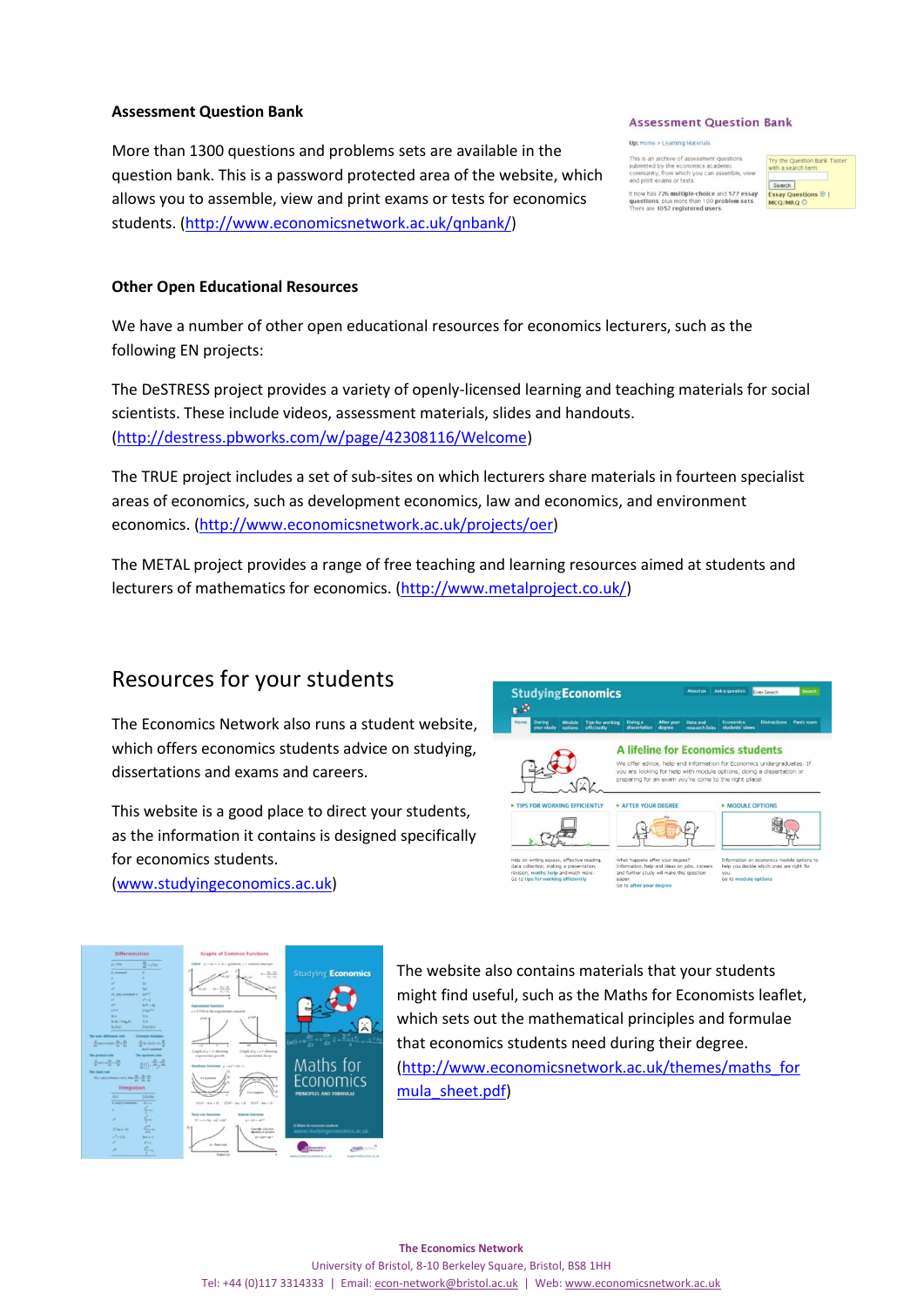**Assessment Question Bank**

More than 1300 questions and problems sets are available in the question bank. This is a password protected area of the website, which allows you to assemble, view and print exams or tests for economics students. (http://www.economicsnetwork.ac.uk/qnbank/)

**Other Open Educational Resources**

We have a number of other open educational resources for economics lecturers, such as the following EN projects:

The DeSTRESS project provides a variety of openly-licensed learning and teaching materials for social scientists. These include videos, assessment materials, slides and handouts. (http://destress.pbworks.com/w/page/42308116/Welcome)

The TRUE project includes a set of sub-sites on which lecturers share materials in fourteen specialist areas of economics, such as development economics, law and economics, and environment economics. (http://www.economicsnetwork.ac.uk/projects/oer)

The METAL project provides a range of free teaching and learning resources aimed at students and lecturers of mathematics for economics. (http://www.metalproject.co.uk/)

## Resources for your students

The Economics Network also runs a student website, which offers economics students advice on studying, dissertations and exams and careers.

This website is a good place to direct your students, as the information it contains is designed specifically for economics students. (www.studyingeconomics.ac.uk)

The website also contains materials that your students might find useful, such as the Maths for Economists leaflet, which sets out the mathematical principles and formulae that economics students need during their degree. (http://www.economicsnetwork.ac.uk/themes/maths_formula_sheet.pdf)

**The Economics Network**
University of Bristol, 8-10 Berkeley Square, Bristol, BS8 1HH
Tel: +44 (0)117 3314333 | Email: econ-network@bristol.ac.uk | Web: www.economicsnetwork.ac.uk